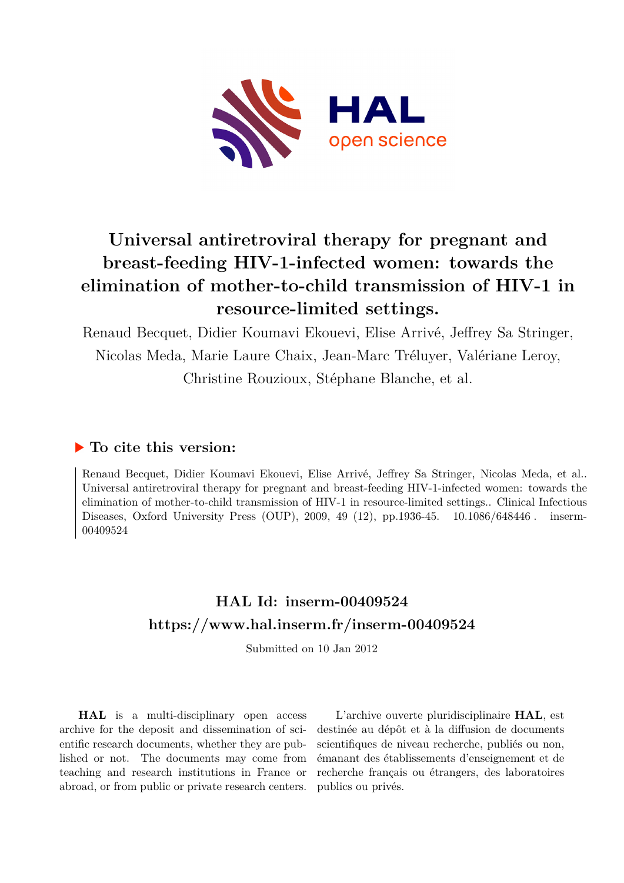# Universal antiretroviral therapy for pregnant and breast-feeding HIV-1-infected women: towards the elimination of mother-to-child transmission of HIV-1 in resource-limited settings.

Renaud Becquet, Didier Koumavi Ekouevi, Elise Arrivé, Jeffrey Sa Stringer, Nicolas Meda, Marie Laure Chaix, Jean-Marc Tréluyer, Valériane Leroy, Christine Rouzioux, Stéphane Blanche, et al.

## ▶ To cite this version:

Renaud Becquet, Didier Koumavi Ekouevi, Elise Arrivé, Jeffrey Sa Stringer, Nicolas Meda, et al.. Universal antiretroviral therapy for pregnant and breast-feeding HIV-1-infected women: towards the elimination of mother-to-child transmission of HIV-1 in resource-limited settings.. Clinical Infectious Diseases, Oxford University Press (OUP), 2009, 49 (12), pp.1936-45. 10.1086/648446 . inserm-00409524

## HAL Id: inserm-00409524
## https://www.hal.inserm.fr/inserm-00409524

Submitted on 10 Jan 2012

**HAL** is a multi-disciplinary open access archive for the deposit and dissemination of scientific research documents, whether they are published or not. The documents may come from teaching and research institutions in France or abroad, or from public or private research centers.

L'archive ouverte pluridisciplinaire **HAL**, est destinée au dépôt et à la diffusion de documents scientifiques de niveau recherche, publiés ou non, émanant des établissements d'enseignement et de recherche français ou étrangers, des laboratoires publics ou privés.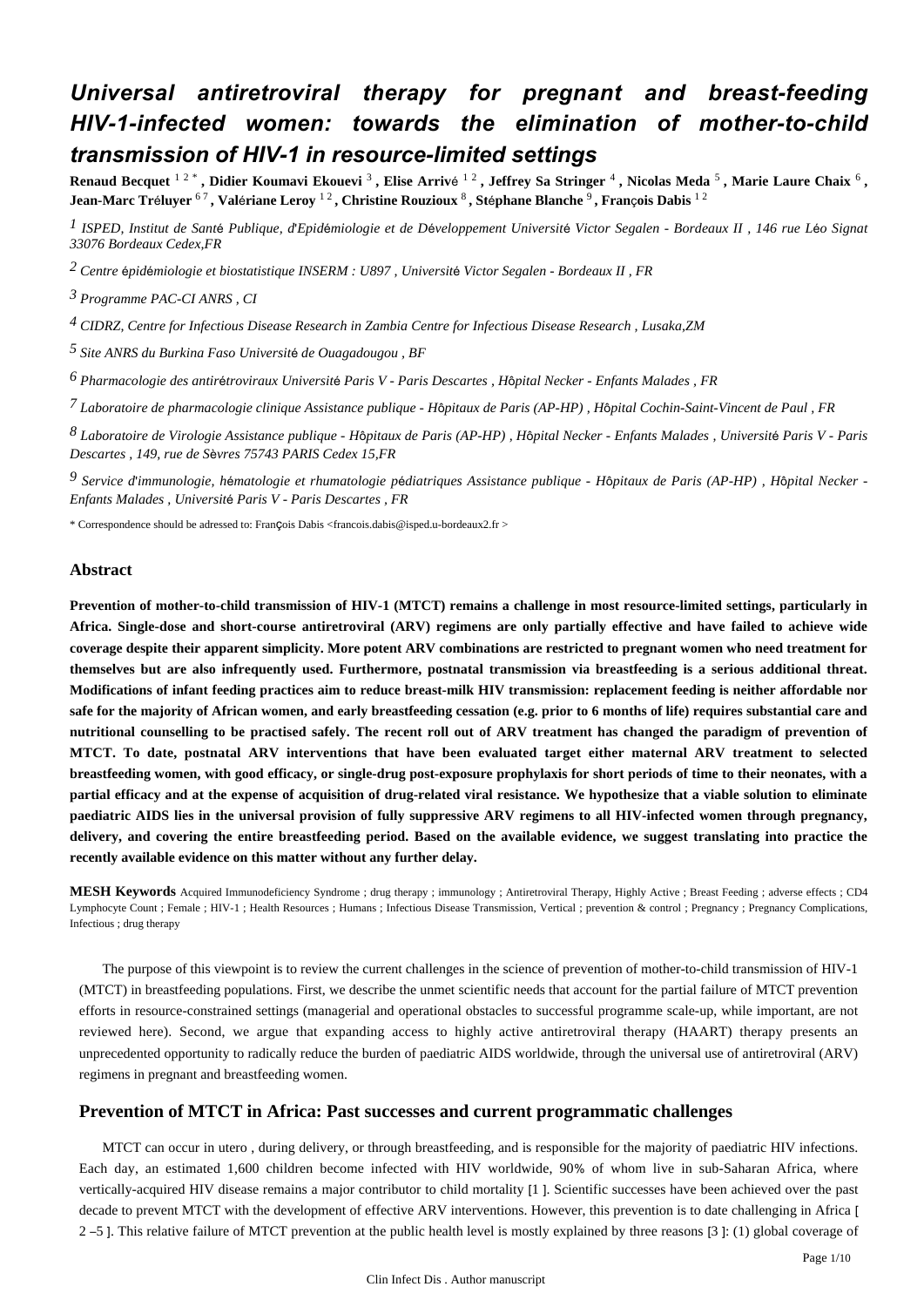# Universal antiretroviral therapy for pregnant and breast-feeding HIV-1-infected women: towards the elimination of mother-to-child transmission of HIV-1 in resource-limited settings

**Renaud Becquet** [1 2 *] **, Didier Koumavi Ekouevi** [3] **, Elise Arrivé** [1 2] **, Jeffrey Sa Stringer** [4] **, Nicolas Meda** [5] **, Marie Laure Chaix** [6] **, Jean-Marc Tréluyer** [6 7] **, Valériane Leroy** [1 2] **, Christine Rouzioux** [8] **, Stéphane Blanche** [9] **, François Dabis** [1 2]

[1] *ISPED, Institut de Santé Publique, d'Epidémiologie et de Développement Université Victor Segalen - Bordeaux II , 146 rue Léo Signat 33076 Bordeaux Cedex,FR*

[2] *Centre épidémiologie et biostatistique INSERM : U897 , Université Victor Segalen - Bordeaux II , FR*

[3] *Programme PAC-CI ANRS , CI*

[4] *CIDRZ, Centre for Infectious Disease Research in Zambia Centre for Infectious Disease Research , Lusaka,ZM*

[5] *Site ANRS du Burkina Faso Université de Ouagadougou , BF*

[6] *Pharmacologie des antirétroviraux Université Paris V - Paris Descartes , Hôpital Necker - Enfants Malades , FR*

[7] *Laboratoire de pharmacologie clinique Assistance publique - Hôpitaux de Paris (AP-HP) , Hôpital Cochin-Saint-Vincent de Paul , FR*

[8] *Laboratoire de Virologie Assistance publique - Hôpitaux de Paris (AP-HP) , Hôpital Necker - Enfants Malades , Université Paris V - Paris Descartes , 149, rue de Sèvres 75743 PARIS Cedex 15,FR*

[9] *Service d'immunologie, hématologie et rhumatologie pédiatriques Assistance publique - Hôpitaux de Paris (AP-HP) , Hôpital Necker - Enfants Malades , Université Paris V - Paris Descartes , FR*

\* Correspondence should be adressed to: François Dabis <francois.dabis@isped.u-bordeaux2.fr >

## Abstract

**Prevention of mother-to-child transmission of HIV-1 (MTCT) remains a challenge in most resource-limited settings, particularly in Africa. Single-dose and short-course antiretroviral (ARV) regimens are only partially effective and have failed to achieve wide coverage despite their apparent simplicity. More potent ARV combinations are restricted to pregnant women who need treatment for themselves but are also infrequently used. Furthermore, postnatal transmission via breastfeeding is a serious additional threat. Modifications of infant feeding practices aim to reduce breast-milk HIV transmission: replacement feeding is neither affordable nor safe for the majority of African women, and early breastfeeding cessation (e.g. prior to 6 months of life) requires substantial care and nutritional counselling to be practised safely. The recent roll out of ARV treatment has changed the paradigm of prevention of MTCT. To date, postnatal ARV interventions that have been evaluated target either maternal ARV treatment to selected breastfeeding women, with good efficacy, or single-drug post-exposure prophylaxis for short periods of time to their neonates, with a partial efficacy and at the expense of acquisition of drug-related viral resistance. We hypothesize that a viable solution to eliminate paediatric AIDS lies in the universal provision of fully suppressive ARV regimens to all HIV-infected women through pregnancy, delivery, and covering the entire breastfeeding period. Based on the available evidence, we suggest translating into practice the recently available evidence on this matter without any further delay.**

**MESH Keywords** Acquired Immunodeficiency Syndrome ; drug therapy ; immunology ; Antiretroviral Therapy, Highly Active ; Breast Feeding ; adverse effects ; CD4 Lymphocyte Count ; Female ; HIV-1 ; Health Resources ; Humans ; Infectious Disease Transmission, Vertical ; prevention & control ; Pregnancy ; Pregnancy Complications, Infectious ; drug therapy

The purpose of this viewpoint is to review the current challenges in the science of prevention of mother-to-child transmission of HIV-1 (MTCT) in breastfeeding populations. First, we describe the unmet scientific needs that account for the partial failure of MTCT prevention efforts in resource-constrained settings (managerial and operational obstacles to successful programme scale-up, while important, are not reviewed here). Second, we argue that expanding access to highly active antiretroviral therapy (HAART) therapy presents an unprecedented opportunity to radically reduce the burden of paediatric AIDS worldwide, through the universal use of antiretroviral (ARV) regimens in pregnant and breastfeeding women.

## Prevention of MTCT in Africa: Past successes and current programmatic challenges

MTCT can occur in utero , during delivery, or through breastfeeding, and is responsible for the majority of paediatric HIV infections. Each day, an estimated 1,600 children become infected with HIV worldwide, 90% of whom live in sub-Saharan Africa, where vertically-acquired HIV disease remains a major contributor to child mortality [1 ]. Scientific successes have been achieved over the past decade to prevent MTCT with the development of effective ARV interventions. However, this prevention is to date challenging in Africa [ 2 –5 ]. This relative failure of MTCT prevention at the public health level is mostly explained by three reasons [3 ]: (1) global coverage of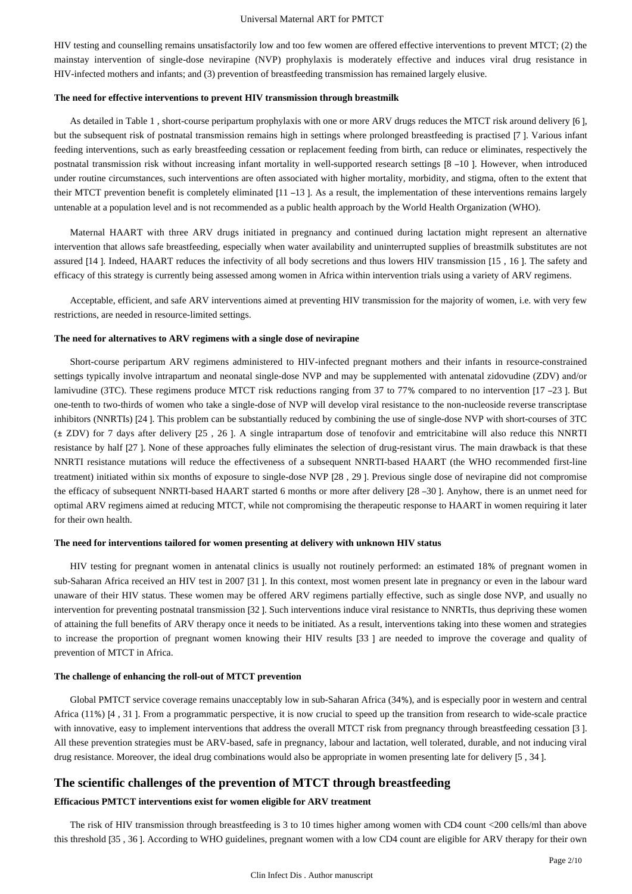HIV testing and counselling remains unsatisfactorily low and too few women are offered effective interventions to prevent MTCT; (2) the mainstay intervention of single-dose nevirapine (NVP) prophylaxis is moderately effective and induces viral drug resistance in HIV-infected mothers and infants; and (3) prevention of breastfeeding transmission has remained largely elusive.

#### The need for effective interventions to prevent HIV transmission through breastmilk

As detailed in Table 1 , short-course peripartum prophylaxis with one or more ARV drugs reduces the MTCT risk around delivery [6 ], but the subsequent risk of postnatal transmission remains high in settings where prolonged breastfeeding is practised [7 ]. Various infant feeding interventions, such as early breastfeeding cessation or replacement feeding from birth, can reduce or eliminates, respectively the postnatal transmission risk without increasing infant mortality in well-supported research settings [8 –10 ]. However, when introduced under routine circumstances, such interventions are often associated with higher mortality, morbidity, and stigma, often to the extent that their MTCT prevention benefit is completely eliminated [11 –13 ]. As a result, the implementation of these interventions remains largely untenable at a population level and is not recommended as a public health approach by the World Health Organization (WHO).

Maternal HAART with three ARV drugs initiated in pregnancy and continued during lactation might represent an alternative intervention that allows safe breastfeeding, especially when water availability and uninterrupted supplies of breastmilk substitutes are not assured [14 ]. Indeed, HAART reduces the infectivity of all body secretions and thus lowers HIV transmission [15 , 16 ]. The safety and efficacy of this strategy is currently being assessed among women in Africa within intervention trials using a variety of ARV regimens.

Acceptable, efficient, and safe ARV interventions aimed at preventing HIV transmission for the majority of women, i.e. with very few restrictions, are needed in resource-limited settings.

#### The need for alternatives to ARV regimens with a single dose of nevirapine

Short-course peripartum ARV regimens administered to HIV-infected pregnant mothers and their infants in resource-constrained settings typically involve intrapartum and neonatal single-dose NVP and may be supplemented with antenatal zidovudine (ZDV) and/or lamivudine (3TC). These regimens produce MTCT risk reductions ranging from 37 to 77% compared to no intervention [17 –23 ]. But one-tenth to two-thirds of women who take a single-dose of NVP will develop viral resistance to the non-nucleoside reverse transcriptase inhibitors (NNRTIs) [24 ]. This problem can be substantially reduced by combining the use of single-dose NVP with short-courses of 3TC (± ZDV) for 7 days after delivery [25 , 26 ]. A single intrapartum dose of tenofovir and emtricitabine will also reduce this NNRTI resistance by half [27 ]. None of these approaches fully eliminates the selection of drug-resistant virus. The main drawback is that these NNRTI resistance mutations will reduce the effectiveness of a subsequent NNRTI-based HAART (the WHO recommended first-line treatment) initiated within six months of exposure to single-dose NVP [28 , 29 ]. Previous single dose of nevirapine did not compromise the efficacy of subsequent NNRTI-based HAART started 6 months or more after delivery [28 –30 ]. Anyhow, there is an unmet need for optimal ARV regimens aimed at reducing MTCT, while not compromising the therapeutic response to HAART in women requiring it later for their own health.

#### The need for interventions tailored for women presenting at delivery with unknown HIV status

HIV testing for pregnant women in antenatal clinics is usually not routinely performed: an estimated 18% of pregnant women in sub-Saharan Africa received an HIV test in 2007 [31 ]. In this context, most women present late in pregnancy or even in the labour ward unaware of their HIV status. These women may be offered ARV regimens partially effective, such as single dose NVP, and usually no intervention for preventing postnatal transmission [32 ]. Such interventions induce viral resistance to NNRTIs, thus depriving these women of attaining the full benefits of ARV therapy once it needs to be initiated. As a result, interventions taking into these women and strategies to increase the proportion of pregnant women knowing their HIV results [33 ] are needed to improve the coverage and quality of prevention of MTCT in Africa.

#### The challenge of enhancing the roll-out of MTCT prevention

Global PMTCT service coverage remains unacceptably low in sub-Saharan Africa (34%), and is especially poor in western and central Africa (11%) [4 , 31 ]. From a programmatic perspective, it is now crucial to speed up the transition from research to wide-scale practice with innovative, easy to implement interventions that address the overall MTCT risk from pregnancy through breastfeeding cessation [3 ]. All these prevention strategies must be ARV-based, safe in pregnancy, labour and lactation, well tolerated, durable, and not inducing viral drug resistance. Moreover, the ideal drug combinations would also be appropriate in women presenting late for delivery [5 , 34 ].

## The scientific challenges of the prevention of MTCT through breastfeeding

#### Efficacious PMTCT interventions exist for women eligible for ARV treatment

The risk of HIV transmission through breastfeeding is 3 to 10 times higher among women with CD4 count <200 cells/ml than above this threshold [35 , 36 ]. According to WHO guidelines, pregnant women with a low CD4 count are eligible for ARV therapy for their own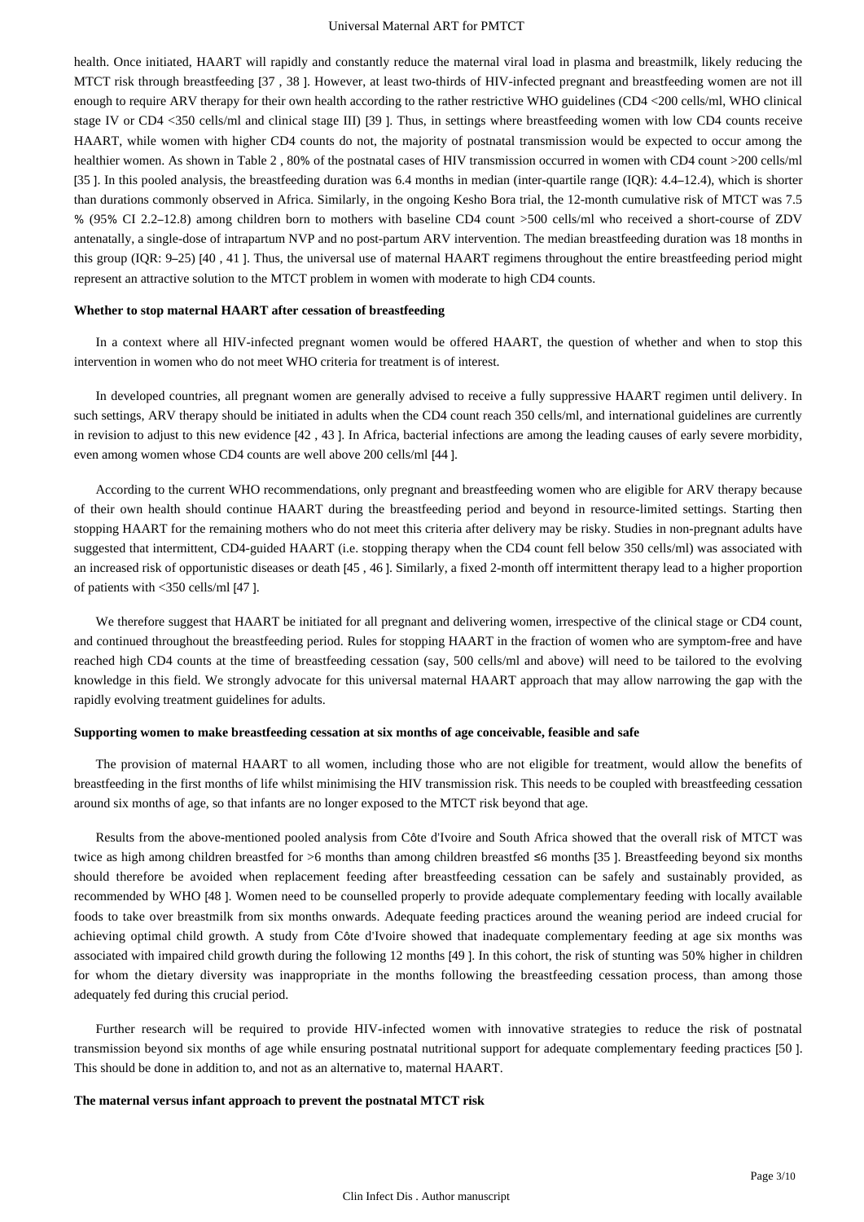health. Once initiated, HAART will rapidly and constantly reduce the maternal viral load in plasma and breastmilk, likely reducing the MTCT risk through breastfeeding [37 , 38 ]. However, at least two-thirds of HIV-infected pregnant and breastfeeding women are not ill enough to require ARV therapy for their own health according to the rather restrictive WHO guidelines (CD4 <200 cells/ml, WHO clinical stage IV or CD4 <350 cells/ml and clinical stage III) [39 ]. Thus, in settings where breastfeeding women with low CD4 counts receive HAART, while women with higher CD4 counts do not, the majority of postnatal transmission would be expected to occur among the healthier women. As shown in Table 2 , 80% of the postnatal cases of HIV transmission occurred in women with CD4 count >200 cells/ml [35 ]. In this pooled analysis, the breastfeeding duration was 6.4 months in median (inter-quartile range (IQR): 4.4–12.4), which is shorter than durations commonly observed in Africa. Similarly, in the ongoing Kesho Bora trial, the 12-month cumulative risk of MTCT was 7.5 % (95% CI 2.2–12.8) among children born to mothers with baseline CD4 count >500 cells/ml who received a short-course of ZDV antenatally, a single-dose of intrapartum NVP and no post-partum ARV intervention. The median breastfeeding duration was 18 months in this group (IQR: 9–25) [40 , 41 ]. Thus, the universal use of maternal HAART regimens throughout the entire breastfeeding period might represent an attractive solution to the MTCT problem in women with moderate to high CD4 counts.

**Whether to stop maternal HAART after cessation of breastfeeding**

In a context where all HIV-infected pregnant women would be offered HAART, the question of whether and when to stop this intervention in women who do not meet WHO criteria for treatment is of interest.

In developed countries, all pregnant women are generally advised to receive a fully suppressive HAART regimen until delivery. In such settings, ARV therapy should be initiated in adults when the CD4 count reach 350 cells/ml, and international guidelines are currently in revision to adjust to this new evidence [42 , 43 ]. In Africa, bacterial infections are among the leading causes of early severe morbidity, even among women whose CD4 counts are well above 200 cells/ml [44 ].

According to the current WHO recommendations, only pregnant and breastfeeding women who are eligible for ARV therapy because of their own health should continue HAART during the breastfeeding period and beyond in resource-limited settings. Starting then stopping HAART for the remaining mothers who do not meet this criteria after delivery may be risky. Studies in non-pregnant adults have suggested that intermittent, CD4-guided HAART (i.e. stopping therapy when the CD4 count fell below 350 cells/ml) was associated with an increased risk of opportunistic diseases or death [45 , 46 ]. Similarly, a fixed 2-month off intermittent therapy lead to a higher proportion of patients with <350 cells/ml [47 ].

We therefore suggest that HAART be initiated for all pregnant and delivering women, irrespective of the clinical stage or CD4 count, and continued throughout the breastfeeding period. Rules for stopping HAART in the fraction of women who are symptom-free and have reached high CD4 counts at the time of breastfeeding cessation (say, 500 cells/ml and above) will need to be tailored to the evolving knowledge in this field. We strongly advocate for this universal maternal HAART approach that may allow narrowing the gap with the rapidly evolving treatment guidelines for adults.

**Supporting women to make breastfeeding cessation at six months of age conceivable, feasible and safe**

The provision of maternal HAART to all women, including those who are not eligible for treatment, would allow the benefits of breastfeeding in the first months of life whilst minimising the HIV transmission risk. This needs to be coupled with breastfeeding cessation around six months of age, so that infants are no longer exposed to the MTCT risk beyond that age.

Results from the above-mentioned pooled analysis from Côte d'Ivoire and South Africa showed that the overall risk of MTCT was twice as high among children breastfed for >6 months than among children breastfed ≤6 months [35 ]. Breastfeeding beyond six months should therefore be avoided when replacement feeding after breastfeeding cessation can be safely and sustainably provided, as recommended by WHO [48 ]. Women need to be counselled properly to provide adequate complementary feeding with locally available foods to take over breastmilk from six months onwards. Adequate feeding practices around the weaning period are indeed crucial for achieving optimal child growth. A study from Côte d'Ivoire showed that inadequate complementary feeding at age six months was associated with impaired child growth during the following 12 months [49 ]. In this cohort, the risk of stunting was 50% higher in children for whom the dietary diversity was inappropriate in the months following the breastfeeding cessation process, than among those adequately fed during this crucial period.

Further research will be required to provide HIV-infected women with innovative strategies to reduce the risk of postnatal transmission beyond six months of age while ensuring postnatal nutritional support for adequate complementary feeding practices [50 ]. This should be done in addition to, and not as an alternative to, maternal HAART.

**The maternal versus infant approach to prevent the postnatal MTCT risk**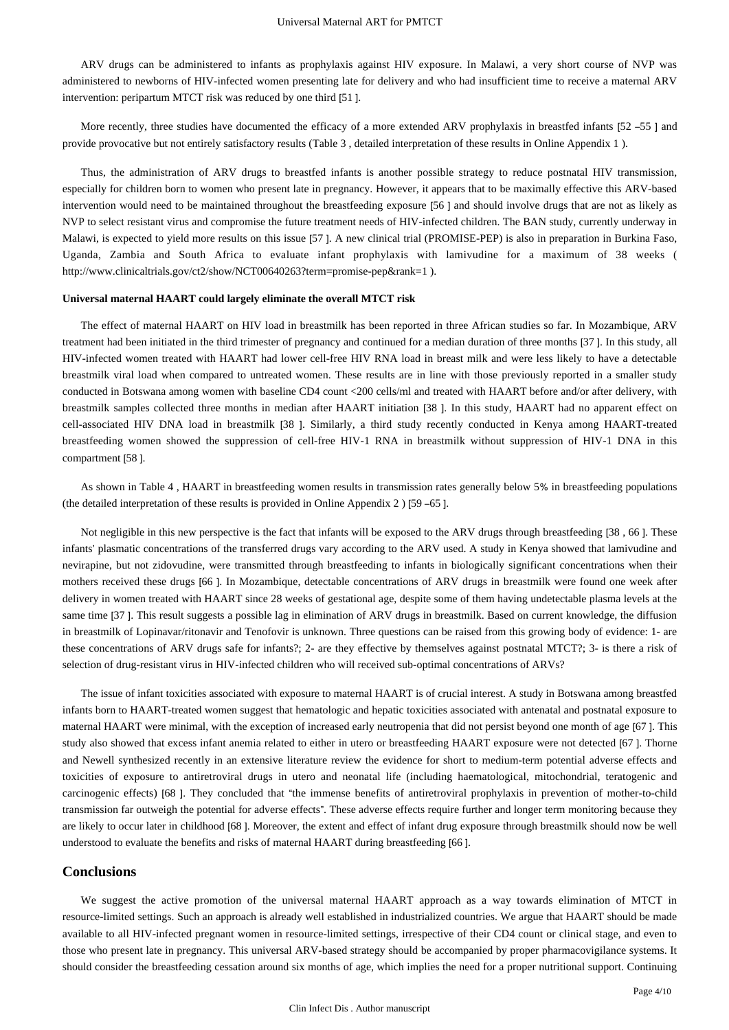ARV drugs can be administered to infants as prophylaxis against HIV exposure. In Malawi, a very short course of NVP was administered to newborns of HIV-infected women presenting late for delivery and who had insufficient time to receive a maternal ARV intervention: peripartum MTCT risk was reduced by one third [51 ].

More recently, three studies have documented the efficacy of a more extended ARV prophylaxis in breastfed infants [52 –55 ] and provide provocative but not entirely satisfactory results (Table 3 , detailed interpretation of these results in Online Appendix 1 ).

Thus, the administration of ARV drugs to breastfed infants is another possible strategy to reduce postnatal HIV transmission, especially for children born to women who present late in pregnancy. However, it appears that to be maximally effective this ARV-based intervention would need to be maintained throughout the breastfeeding exposure [56 ] and should involve drugs that are not as likely as NVP to select resistant virus and compromise the future treatment needs of HIV-infected children. The BAN study, currently underway in Malawi, is expected to yield more results on this issue [57 ]. A new clinical trial (PROMISE-PEP) is also in preparation in Burkina Faso, Uganda, Zambia and South Africa to evaluate infant prophylaxis with lamivudine for a maximum of 38 weeks ( http://www.clinicaltrials.gov/ct2/show/NCT00640263?term=promise-pep&rank=1 ).

**Universal maternal HAART could largely eliminate the overall MTCT risk**

The effect of maternal HAART on HIV load in breastmilk has been reported in three African studies so far. In Mozambique, ARV treatment had been initiated in the third trimester of pregnancy and continued for a median duration of three months [37 ]. In this study, all HIV-infected women treated with HAART had lower cell-free HIV RNA load in breast milk and were less likely to have a detectable breastmilk viral load when compared to untreated women. These results are in line with those previously reported in a smaller study conducted in Botswana among women with baseline CD4 count <200 cells/ml and treated with HAART before and/or after delivery, with breastmilk samples collected three months in median after HAART initiation [38 ]. In this study, HAART had no apparent effect on cell-associated HIV DNA load in breastmilk [38 ]. Similarly, a third study recently conducted in Kenya among HAART-treated breastfeeding women showed the suppression of cell-free HIV-1 RNA in breastmilk without suppression of HIV-1 DNA in this compartment [58 ].

As shown in Table 4 , HAART in breastfeeding women results in transmission rates generally below 5% in breastfeeding populations (the detailed interpretation of these results is provided in Online Appendix 2 ) [59 –65 ].

Not negligible in this new perspective is the fact that infants will be exposed to the ARV drugs through breastfeeding [38 , 66 ]. These infants' plasmatic concentrations of the transferred drugs vary according to the ARV used. A study in Kenya showed that lamivudine and nevirapine, but not zidovudine, were transmitted through breastfeeding to infants in biologically significant concentrations when their mothers received these drugs [66 ]. In Mozambique, detectable concentrations of ARV drugs in breastmilk were found one week after delivery in women treated with HAART since 28 weeks of gestational age, despite some of them having undetectable plasma levels at the same time [37 ]. This result suggests a possible lag in elimination of ARV drugs in breastmilk. Based on current knowledge, the diffusion in breastmilk of Lopinavar/ritonavir and Tenofovir is unknown. Three questions can be raised from this growing body of evidence: 1- are these concentrations of ARV drugs safe for infants?; 2- are they effective by themselves against postnatal MTCT?; 3- is there a risk of selection of drug-resistant virus in HIV-infected children who will received sub-optimal concentrations of ARVs?

The issue of infant toxicities associated with exposure to maternal HAART is of crucial interest. A study in Botswana among breastfed infants born to HAART-treated women suggest that hematologic and hepatic toxicities associated with antenatal and postnatal exposure to maternal HAART were minimal, with the exception of increased early neutropenia that did not persist beyond one month of age [67 ]. This study also showed that excess infant anemia related to either in utero or breastfeeding HAART exposure were not detected [67 ]. Thorne and Newell synthesized recently in an extensive literature review the evidence for short to medium-term potential adverse effects and toxicities of exposure to antiretroviral drugs in utero and neonatal life (including haematological, mitochondrial, teratogenic and carcinogenic effects) [68 ]. They concluded that "the immense benefits of antiretroviral prophylaxis in prevention of mother-to-child transmission far outweigh the potential for adverse effects". These adverse effects require further and longer term monitoring because they are likely to occur later in childhood [68 ]. Moreover, the extent and effect of infant drug exposure through breastmilk should now be well understood to evaluate the benefits and risks of maternal HAART during breastfeeding [66 ].

## Conclusions

We suggest the active promotion of the universal maternal HAART approach as a way towards elimination of MTCT in resource-limited settings. Such an approach is already well established in industrialized countries. We argue that HAART should be made available to all HIV-infected pregnant women in resource-limited settings, irrespective of their CD4 count or clinical stage, and even to those who present late in pregnancy. This universal ARV-based strategy should be accompanied by proper pharmacovigilance systems. It should consider the breastfeeding cessation around six months of age, which implies the need for a proper nutritional support. Continuing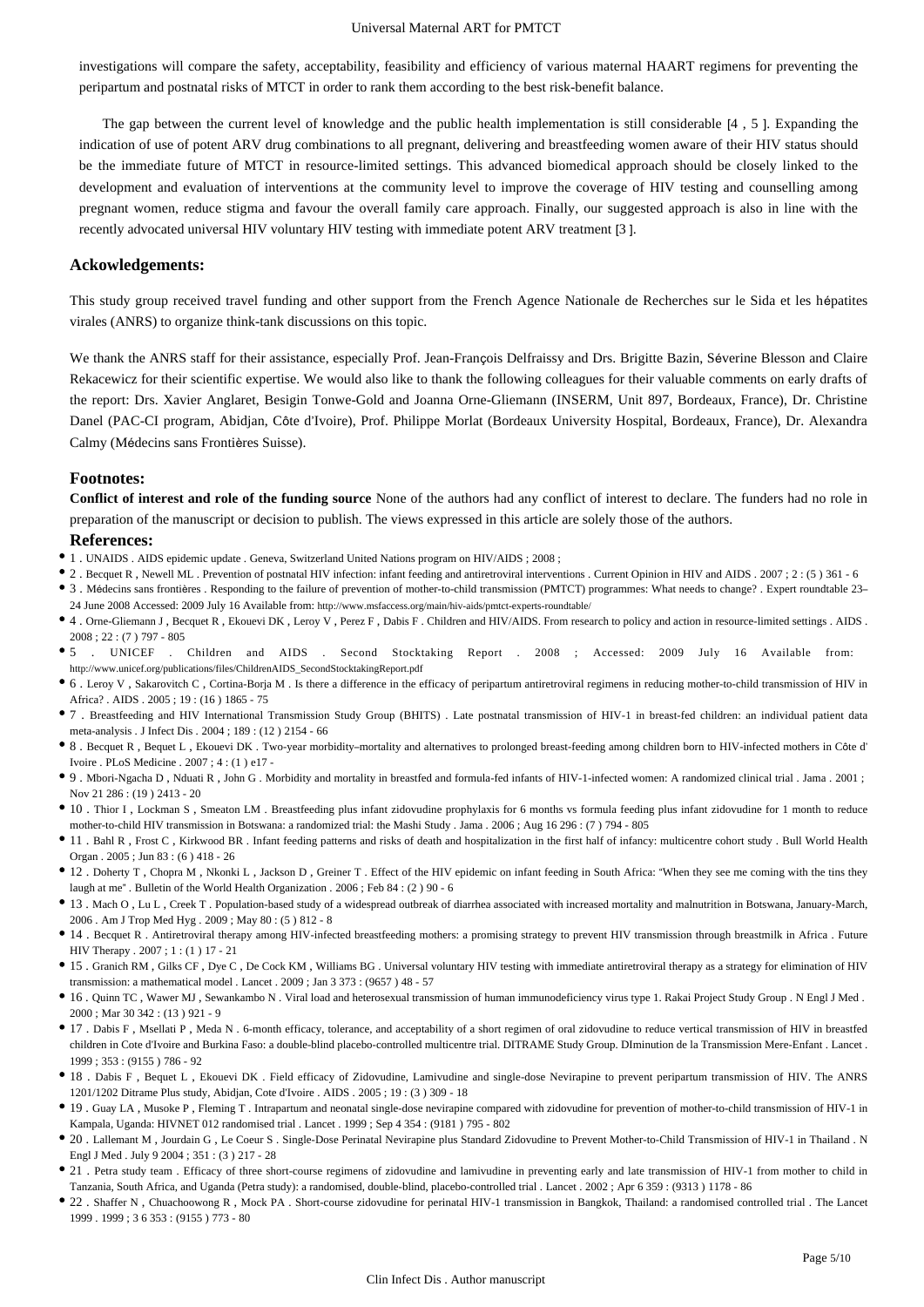investigations will compare the safety, acceptability, feasibility and efficiency of various maternal HAART regimens for preventing the peripartum and postnatal risks of MTCT in order to rank them according to the best risk-benefit balance.

The gap between the current level of knowledge and the public health implementation is still considerable [4 , 5 ]. Expanding the indication of use of potent ARV drug combinations to all pregnant, delivering and breastfeeding women aware of their HIV status should be the immediate future of MTCT in resource-limited settings. This advanced biomedical approach should be closely linked to the development and evaluation of interventions at the community level to improve the coverage of HIV testing and counselling among pregnant women, reduce stigma and favour the overall family care approach. Finally, our suggested approach is also in line with the recently advocated universal HIV voluntary HIV testing with immediate potent ARV treatment [3 ].

## Ackowledgements:

This study group received travel funding and other support from the French Agence Nationale de Recherches sur le Sida et les hépatites virales (ANRS) to organize think-tank discussions on this topic.

We thank the ANRS staff for their assistance, especially Prof. Jean-François Delfraissy and Drs. Brigitte Bazin, Séverine Blesson and Claire Rekacewicz for their scientific expertise. We would also like to thank the following colleagues for their valuable comments on early drafts of the report: Drs. Xavier Anglaret, Besigin Tonwe-Gold and Joanna Orne-Gliemann (INSERM, Unit 897, Bordeaux, France), Dr. Christine Danel (PAC-CI program, Abidjan, Côte d'Ivoire), Prof. Philippe Morlat (Bordeaux University Hospital, Bordeaux, France), Dr. Alexandra Calmy (Médecins sans Frontières Suisse).

## Footnotes:

**Conflict of interest and role of the funding source** None of the authors had any conflict of interest to declare. The funders had no role in preparation of the manuscript or decision to publish. The views expressed in this article are solely those of the authors.

## References:

- 1 . UNAIDS . AIDS epidemic update . Geneva, Switzerland United Nations program on HIV/AIDS ; 2008 ;
- 2 . Becquet R , Newell ML . Prevention of postnatal HIV infection: infant feeding and antiretroviral interventions . Current Opinion in HIV and AIDS . 2007 ; 2 : (5 ) 361 - 6
- 3 . Médecins sans frontières . Responding to the failure of prevention of mother-to-child transmission (PMTCT) programmes: What needs to change? . Expert roundtable 23–24 June 2008 Accessed: 2009 July 16 Available from: http://www.msfaccess.org/main/hiv-aids/pmtct-experts-roundtable/
- 4 . Orne-Gliemann J , Becquet R , Ekouevi DK , Leroy V , Perez F , Dabis F . Children and HIV/AIDS. From research to policy and action in resource-limited settings . AIDS . 2008 ; 22 : (7 ) 797 - 805
- 5 . UNICEF . Children and AIDS . Second Stocktaking Report . 2008 ; Accessed: 2009 July 16 Available from: http://www.unicef.org/publications/files/ChildrenAIDS_SecondStocktakingReport.pdf
- 6 . Leroy V , Sakarovitch C , Cortina-Borja M . Is there a difference in the efficacy of peripartum antiretroviral regimens in reducing mother-to-child transmission of HIV in Africa? . AIDS . 2005 ; 19 : (16 ) 1865 - 75
- 7 . Breastfeeding and HIV International Transmission Study Group (BHITS) . Late postnatal transmission of HIV-1 in breast-fed children: an individual patient data meta-analysis . J Infect Dis . 2004 ; 189 : (12 ) 2154 - 66
- 8 . Becquet R , Bequet L , Ekouevi DK . Two-year morbidity–mortality and alternatives to prolonged breast-feeding among children born to HIV-infected mothers in Côte d'Ivoire . PLoS Medicine . 2007 ; 4 : (1 ) e17 -
- 9 . Mbori-Ngacha D , Nduati R , John G . Morbidity and mortality in breastfed and formula-fed infants of HIV-1-infected women: A randomized clinical trial . Jama . 2001 ; Nov 21 286 : (19 ) 2413 - 20
- 10 . Thior I , Lockman S , Smeaton LM . Breastfeeding plus infant zidovudine prophylaxis for 6 months vs formula feeding plus infant zidovudine for 1 month to reduce mother-to-child HIV transmission in Botswana: a randomized trial: the Mashi Study . Jama . 2006 ; Aug 16 296 : (7 ) 794 - 805
- 11 . Bahl R , Frost C , Kirkwood BR . Infant feeding patterns and risks of death and hospitalization in the first half of infancy: multicentre cohort study . Bull World Health Organ . 2005 ; Jun 83 : (6 ) 418 - 26
- 12 . Doherty T , Chopra M , Nkonki L , Jackson D , Greiner T . Effect of the HIV epidemic on infant feeding in South Africa: "When they see me coming with the tins they laugh at me" . Bulletin of the World Health Organization . 2006 ; Feb 84 : (2 ) 90 - 6
- 13 . Mach O , Lu L , Creek T . Population-based study of a widespread outbreak of diarrhea associated with increased mortality and malnutrition in Botswana, January-March, 2006 . Am J Trop Med Hyg . 2009 ; May 80 : (5 ) 812 - 8
- 14 . Becquet R . Antiretroviral therapy among HIV-infected breastfeeding mothers: a promising strategy to prevent HIV transmission through breastmilk in Africa . Future HIV Therapy . 2007 ; 1 : (1 ) 17 - 21
- 15 . Granich RM , Gilks CF , Dye C , De Cock KM , Williams BG . Universal voluntary HIV testing with immediate antiretroviral therapy as a strategy for elimination of HIV transmission: a mathematical model . Lancet . 2009 ; Jan 3 373 : (9657 ) 48 - 57
- 16 . Quinn TC , Wawer MJ , Sewankambo N . Viral load and heterosexual transmission of human immunodeficiency virus type 1. Rakai Project Study Group . N Engl J Med . 2000 ; Mar 30 342 : (13 ) 921 - 9
- 17 . Dabis F , Msellati P , Meda N . 6-month efficacy, tolerance, and acceptability of a short regimen of oral zidovudine to reduce vertical transmission of HIV in breastfed children in Cote d'Ivoire and Burkina Faso: a double-blind placebo-controlled multicentre trial. DITRAME Study Group. DIminution de la Transmission Mere-Enfant . Lancet . 1999 ; 353 : (9155 ) 786 - 92
- 18 . Dabis F , Bequet L , Ekouevi DK . Field efficacy of Zidovudine, Lamivudine and single-dose Nevirapine to prevent peripartum transmission of HIV. The ANRS 1201/1202 Ditrame Plus study, Abidjan, Cote d'Ivoire . AIDS . 2005 ; 19 : (3 ) 309 - 18
- 19 . Guay LA , Musoke P , Fleming T . Intrapartum and neonatal single-dose nevirapine compared with zidovudine for prevention of mother-to-child transmission of HIV-1 in Kampala, Uganda: HIVNET 012 randomised trial . Lancet . 1999 ; Sep 4 354 : (9181 ) 795 - 802
- 20 . Lallemant M , Jourdain G , Le Coeur S . Single-Dose Perinatal Nevirapine plus Standard Zidovudine to Prevent Mother-to-Child Transmission of HIV-1 in Thailand . N Engl J Med . July 9 2004 ; 351 : (3 ) 217 - 28
- 21 . Petra study team . Efficacy of three short-course regimens of zidovudine and lamivudine in preventing early and late transmission of HIV-1 from mother to child in Tanzania, South Africa, and Uganda (Petra study): a randomised, double-blind, placebo-controlled trial . Lancet . 2002 ; Apr 6 359 : (9313 ) 1178 - 86
- 22 . Shaffer N , Chuachoowong R , Mock PA . Short-course zidovudine for perinatal HIV-1 transmission in Bangkok, Thailand: a randomised controlled trial . The Lancet 1999 . 1999 ; 3 6 353 : (9155 ) 773 - 80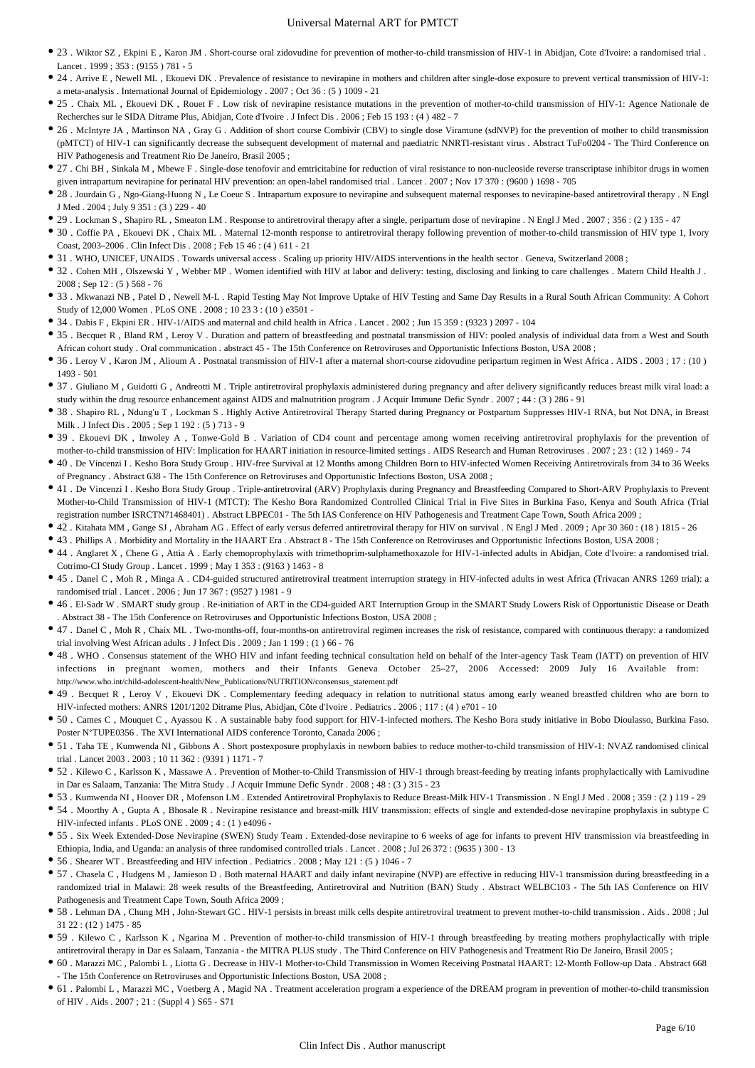- 23 . Wiktor SZ , Ekpini E , Karon JM . Short-course oral zidovudine for prevention of mother-to-child transmission of HIV-1 in Abidjan, Cote d'Ivoire: a randomised trial . Lancet . 1999 ; 353 : (9155 ) 781 - 5
- 24 . Arrive E , Newell ML , Ekouevi DK . Prevalence of resistance to nevirapine in mothers and children after single-dose exposure to prevent vertical transmission of HIV-1: a meta-analysis . International Journal of Epidemiology . 2007 ; Oct 36 : (5 ) 1009 - 21
- 25 . Chaix ML , Ekouevi DK , Rouet F . Low risk of nevirapine resistance mutations in the prevention of mother-to-child transmission of HIV-1: Agence Nationale de Recherches sur le SIDA Ditrame Plus, Abidjan, Cote d'Ivoire . J Infect Dis . 2006 ; Feb 15 193 : (4 ) 482 - 7
- 26 . McIntyre JA , Martinson NA , Gray G . Addition of short course Combivir (CBV) to single dose Viramune (sdNVP) for the prevention of mother to child transmission (pMTCT) of HIV-1 can significantly decrease the subsequent development of maternal and paediatric NNRTI-resistant virus . Abstract TuFo0204 - The Third Conference on HIV Pathogenesis and Treatment Rio De Janeiro, Brasil 2005 ;
- 27 . Chi BH , Sinkala M , Mbewe F . Single-dose tenofovir and emtricitabine for reduction of viral resistance to non-nucleoside reverse transcriptase inhibitor drugs in women given intrapartum nevirapine for perinatal HIV prevention: an open-label randomised trial . Lancet . 2007 ; Nov 17 370 : (9600 ) 1698 - 705
- 28 . Jourdain G , Ngo-Giang-Huong N , Le Coeur S . Intrapartum exposure to nevirapine and subsequent maternal responses to nevirapine-based antiretroviral therapy . N Engl J Med . 2004 ; July 9 351 : (3 ) 229 - 40
- 29 . Lockman S , Shapiro RL , Smeaton LM . Response to antiretroviral therapy after a single, peripartum dose of nevirapine . N Engl J Med . 2007 ; 356 : (2 ) 135 - 47
- 30 . Coffie PA , Ekouevi DK , Chaix ML . Maternal 12-month response to antiretroviral therapy following prevention of mother-to-child transmission of HIV type 1, Ivory Coast, 2003–2006 . Clin Infect Dis . 2008 ; Feb 15 46 : (4 ) 611 - 21
- 31 . WHO, UNICEF, UNAIDS . Towards universal access . Scaling up priority HIV/AIDS interventions in the health sector . Geneva, Switzerland 2008 ;
- 32 . Cohen MH , Olszewski Y , Webber MP . Women identified with HIV at labor and delivery: testing, disclosing and linking to care challenges . Matern Child Health J . 2008 ; Sep 12 : (5 ) 568 - 76
- 33 . Mkwanazi NB , Patel D , Newell M-L . Rapid Testing May Not Improve Uptake of HIV Testing and Same Day Results in a Rural South African Community: A Cohort Study of 12,000 Women . PLoS ONE . 2008 ; 10 23 3 : (10 ) e3501 -
- 34 . Dabis F , Ekpini ER . HIV-1/AIDS and maternal and child health in Africa . Lancet . 2002 ; Jun 15 359 : (9323 ) 2097 - 104
- 35 . Becquet R , Bland RM , Leroy V . Duration and pattern of breastfeeding and postnatal transmission of HIV: pooled analysis of individual data from a West and South African cohort study . Oral communication . abstract 45 - The 15th Conference on Retroviruses and Opportunistic Infections Boston, USA 2008 ;
- 36 . Leroy V , Karon JM , Alioum A . Postnatal transmission of HIV-1 after a maternal short-course zidovudine peripartum regimen in West Africa . AIDS . 2003 ; 17 : (10 ) 1493 - 501
- 37 . Giuliano M , Guidotti G , Andreotti M . Triple antiretroviral prophylaxis administered during pregnancy and after delivery significantly reduces breast milk viral load: a study within the drug resource enhancement against AIDS and malnutrition program . J Acquir Immune Defic Syndr . 2007 ; 44 : (3 ) 286 - 91
- 38 . Shapiro RL , Ndung'u T , Lockman S . Highly Active Antiretroviral Therapy Started during Pregnancy or Postpartum Suppresses HIV-1 RNA, but Not DNA, in Breast Milk . J Infect Dis . 2005 ; Sep 1 192 : (5 ) 713 - 9
- 39 . Ekouevi DK , Inwoley A , Tonwe-Gold B . Variation of CD4 count and percentage among women receiving antiretroviral prophylaxis for the prevention of mother-to-child transmission of HIV: Implication for HAART initiation in resource-limited settings . AIDS Research and Human Retroviruses . 2007 ; 23 : (12 ) 1469 - 74
- 40 . De Vincenzi I . Kesho Bora Study Group . HIV-free Survival at 12 Months among Children Born to HIV-infected Women Receiving Antiretrovirals from 34 to 36 Weeks of Pregnancy . Abstract 638 - The 15th Conference on Retroviruses and Opportunistic Infections Boston, USA 2008 ;
- 41 . De Vincenzi I . Kesho Bora Study Group . Triple-antiretroviral (ARV) Prophylaxis during Pregnancy and Breastfeeding Compared to Short-ARV Prophylaxis to Prevent Mother-to-Child Transmission of HIV-1 (MTCT): The Kesho Bora Randomized Controlled Clinical Trial in Five Sites in Burkina Faso, Kenya and South Africa (Trial registration number ISRCTN71468401) . Abstract LBPEC01 - The 5th IAS Conference on HIV Pathogenesis and Treatment Cape Town, South Africa 2009 ;
- 42 . Kitahata MM , Gange SJ , Abraham AG . Effect of early versus deferred antiretroviral therapy for HIV on survival . N Engl J Med . 2009 ; Apr 30 360 : (18 ) 1815 - 26
- 43 . Phillips A . Morbidity and Mortality in the HAART Era . Abstract 8 - The 15th Conference on Retroviruses and Opportunistic Infections Boston, USA 2008 ;
- 44 . Anglaret X , Chene G , Attia A . Early chemoprophylaxis with trimethoprim-sulphamethoxazole for HIV-1-infected adults in Abidjan, Cote d'Ivoire: a randomised trial. Cotrimo-CI Study Group . Lancet . 1999 ; May 1 353 : (9163 ) 1463 - 8
- 45 . Danel C , Moh R , Minga A . CD4-guided structured antiretroviral treatment interruption strategy in HIV-infected adults in west Africa (Trivacan ANRS 1269 trial): a randomised trial . Lancet . 2006 ; Jun 17 367 : (9527 ) 1981 - 9
- 46 . El-Sadr W . SMART study group . Re-initiation of ART in the CD4-guided ART Interruption Group in the SMART Study Lowers Risk of Opportunistic Disease or Death . Abstract 38 - The 15th Conference on Retroviruses and Opportunistic Infections Boston, USA 2008 ;
- 47 . Danel C , Moh R , Chaix ML . Two-months-off, four-months-on antiretroviral regimen increases the risk of resistance, compared with continuous therapy: a randomized trial involving West African adults . J Infect Dis . 2009 ; Jan 1 199 : (1 ) 66 - 76
- 48 . WHO . Consensus statement of the WHO HIV and infant feeding technical consultation held on behalf of the Inter-agency Task Team (IATT) on prevention of HIV infections in pregnant women, mothers and their Infants Geneva October 25–27, 2006 Accessed: 2009 July 16 Available from: http://www.who.int/child-adolescent-health/New_Publications/NUTRITION/consensus_statement.pdf
- 49 . Becquet R , Leroy V , Ekouevi DK . Complementary feeding adequacy in relation to nutritional status among early weaned breastfed children who are born to HIV-infected mothers: ANRS 1201/1202 Ditrame Plus, Abidjan, Côte d'Ivoire . Pediatrics . 2006 ; 117 : (4 ) e701 - 10
- 50 . Cames C , Mouquet C , Ayassou K . A sustainable baby food support for HIV-1-infected mothers. The Kesho Bora study initiative in Bobo Dioulasso, Burkina Faso. Poster N°TUPE0356 . The XVI International AIDS conference Toronto, Canada 2006 ;
- 51 . Taha TE , Kumwenda NI , Gibbons A . Short postexposure prophylaxis in newborn babies to reduce mother-to-child transmission of HIV-1: NVAZ randomised clinical trial . Lancet 2003 . 2003 ; 10 11 362 : (9391 ) 1171 - 7
- 52 . Kilewo C , Karlsson K , Massawe A . Prevention of Mother-to-Child Transmission of HIV-1 through Breast-feeding by treating infants prophylactically with Lamivudine in Dar es Salaam, Tanzania: The Mitra Study . J Acquir Immune Defic Syndr . 2008 ; 48 : (3 ) 315 - 23
- 53 . Kumwenda NI , Hoover DR , Mofenson LM . Extended Antiretroviral Prophylaxis to Reduce Breast-Milk HIV-1 Transmission . N Engl J Med . 2008 ; 359 : (2 ) 119 - 29
- 54 . Moorthy A , Gupta A , Bhosale R . Nevirapine resistance and breast-milk HIV transmission: effects of single and extended-dose nevirapine prophylaxis in subtype C HIV-infected infants . PLoS ONE . 2009 ; 4 : (1 ) e4096 -
- 55 . Six Week Extended-Dose Nevirapine (SWEN) Study Team . Extended-dose nevirapine to 6 weeks of age for infants to prevent HIV transmission via breastfeeding in Ethiopia, India, and Uganda: an analysis of three randomised controlled trials . Lancet . 2008 ; Jul 26 372 : (9635 ) 300 - 13
- 56 . Shearer WT . Breastfeeding and HIV infection . Pediatrics . 2008 ; May 121 : (5 ) 1046 - 7
- 57 . Chasela C , Hudgens M , Jamieson D . Both maternal HAART and daily infant nevirapine (NVP) are effective in reducing HIV-1 transmission during breastfeeding in a randomized trial in Malawi: 28 week results of the Breastfeeding, Antiretroviral and Nutrition (BAN) Study . Abstract WELBC103 - The 5th IAS Conference on HIV Pathogenesis and Treatment Cape Town, South Africa 2009 ;
- 58 . Lehman DA , Chung MH , John-Stewart GC . HIV-1 persists in breast milk cells despite antiretroviral treatment to prevent mother-to-child transmission . Aids . 2008 ; Jul 31 22 : (12 ) 1475 - 85
- 59 . Kilewo C , Karlsson K , Ngarina M . Prevention of mother-to-child transmission of HIV-1 through breastfeeding by treating mothers prophylactically with triple antiretroviral therapy in Dar es Salaam, Tanzania - the MITRA PLUS study . The Third Conference on HIV Pathogenesis and Treatment Rio De Janeiro, Brasil 2005 ;
- 60 . Marazzi MC , Palombi L , Liotta G . Decrease in HIV-1 Mother-to-Child Transmission in Women Receiving Postnatal HAART: 12-Month Follow-up Data . Abstract 668 - The 15th Conference on Retroviruses and Opportunistic Infections Boston, USA 2008 ;
- 61 . Palombi L , Marazzi MC , Voetberg A , Magid NA . Treatment acceleration program a experience of the DREAM program in prevention of mother-to-child transmission of HIV . Aids . 2007 ; 21 : (Suppl 4 ) S65 - S71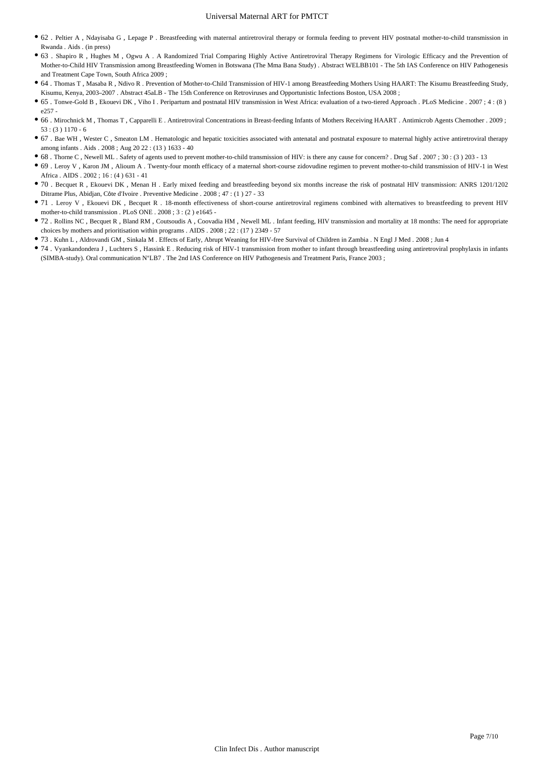- 62 . Peltier A , Ndayisaba G , Lepage P . Breastfeeding with maternal antiretroviral therapy or formula feeding to prevent HIV postnatal mother-to-child transmission in Rwanda . Aids . (in press)
- 63 . Shapiro R , Hughes M , Ogwu A . A Randomized Trial Comparing Highly Active Antiretroviral Therapy Regimens for Virologic Efficacy and the Prevention of Mother-to-Child HIV Transmission among Breastfeeding Women in Botswana (The Mma Bana Study) . Abstract WELBB101 - The 5th IAS Conference on HIV Pathogenesis and Treatment Cape Town, South Africa 2009 ;
- 64 . Thomas T , Masaba R , Ndivo R . Prevention of Mother-to-Child Transmission of HIV-1 among Breastfeeding Mothers Using HAART: The Kisumu Breastfeeding Study, Kisumu, Kenya, 2003–2007 . Abstract 45aLB - The 15th Conference on Retroviruses and Opportunistic Infections Boston, USA 2008 ;
- 65 . Tonwe-Gold B , Ekouevi DK , Viho I . Peripartum and postnatal HIV transmission in West Africa: evaluation of a two-tiered Approach . PLoS Medicine . 2007 ; 4 : (8 ) e257 -
- 66 . Mirochnick M , Thomas T , Capparelli E . Antiretroviral Concentrations in Breast-feeding Infants of Mothers Receiving HAART . Antimicrob Agents Chemother . 2009 ; 53 : (3 ) 1170 - 6
- 67 . Bae WH , Wester C , Smeaton LM . Hematologic and hepatic toxicities associated with antenatal and postnatal exposure to maternal highly active antiretroviral therapy among infants . Aids . 2008 ; Aug 20 22 : (13 ) 1633 - 40
- 68 . Thorne C , Newell ML . Safety of agents used to prevent mother-to-child transmission of HIV: is there any cause for concern? . Drug Saf . 2007 ; 30 : (3 ) 203 - 13
- 69 . Leroy V , Karon JM , Alioum A . Twenty-four month efficacy of a maternal short-course zidovudine regimen to prevent mother-to-child transmission of HIV-1 in West Africa . AIDS . 2002 ; 16 : (4 ) 631 - 41
- 70 . Becquet R , Ekouevi DK , Menan H . Early mixed feeding and breastfeeding beyond six months increase the risk of postnatal HIV transmission: ANRS 1201/1202 Ditrame Plus, Abidjan, Côte d'Ivoire . Preventive Medicine . 2008 ; 47 : (1 ) 27 - 33
- 71 . Leroy V , Ekouevi DK , Becquet R . 18-month effectiveness of short-course antiretroviral regimens combined with alternatives to breastfeeding to prevent HIV mother-to-child transmission . PLoS ONE . 2008 ; 3 : (2 ) e1645 -
- 72 . Rollins NC , Becquet R , Bland RM , Coutsoudis A , Coovadia HM , Newell ML . Infant feeding, HIV transmission and mortality at 18 months: The need for appropriate choices by mothers and prioritisation within programs . AIDS . 2008 ; 22 : (17 ) 2349 - 57
- 73 . Kuhn L , Aldrovandi GM , Sinkala M . Effects of Early, Abrupt Weaning for HIV-free Survival of Children in Zambia . N Engl J Med . 2008 ; Jun 4
- 74 . Vyankandondera J , Luchters S , Hassink E . Reducing risk of HIV-1 transmission from mother to infant through breastfeeding using antiretroviral prophylaxis in infants (SIMBA-study). Oral communication N°LB7 . The 2nd IAS Conference on HIV Pathogenesis and Treatment Paris, France 2003 ;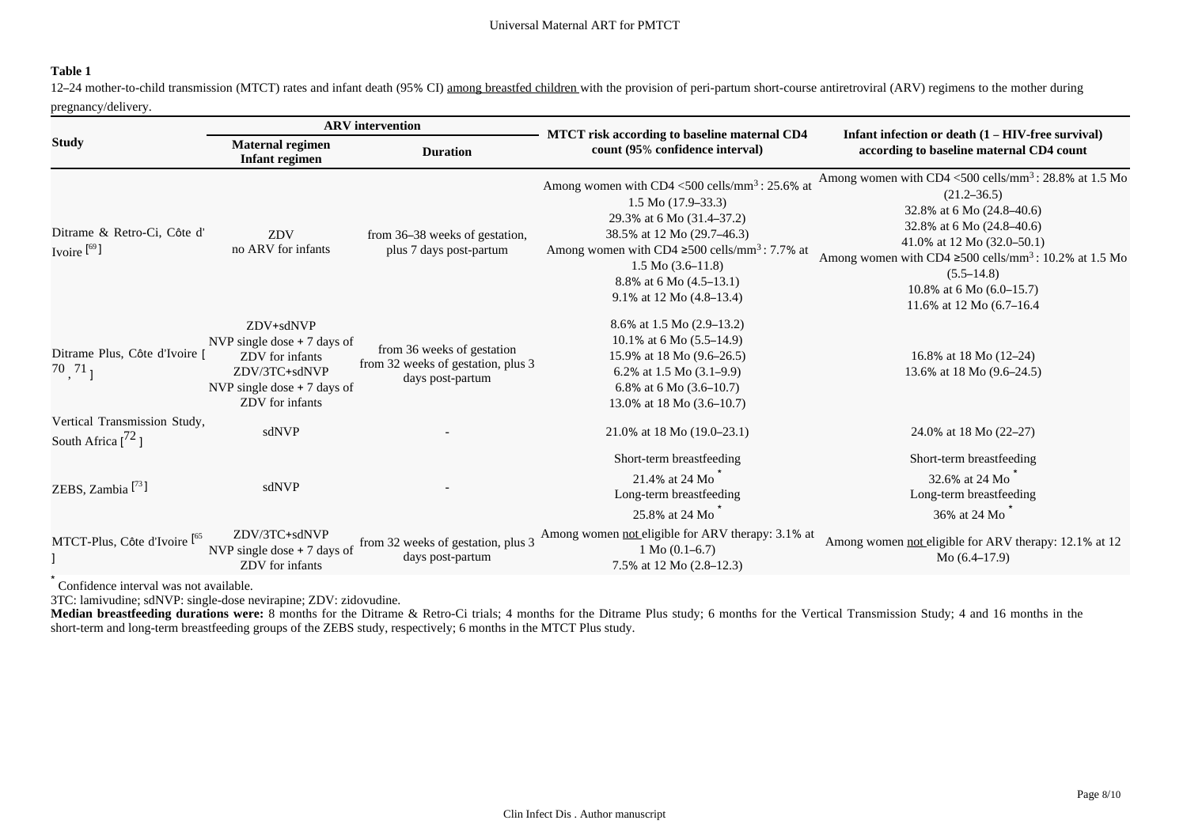**Table 1**

12–24 mother-to-child transmission (MTCT) rates and infant death (95% CI) among breastfed children with the provision of peri-partum short-course antiretroviral (ARV) regimens to the mother during pregnancy/delivery.

| Study | ARV intervention | | MTCT risk according to baseline maternal CD4 count (95% confidence interval) | Infant infection or death (1 – HIV-free survival) according to baseline maternal CD4 count |
|---|---|---|---|---|
| | Maternal regimen<br>Infant regimen | Duration | | |
| Ditrame & Retro-Ci, Côte d' Ivoire [69] | ZDV<br>no ARV for infants | from 36–38 weeks of gestation, plus 7 days post-partum | Among women with CD4 <500 cells/mm$^3$ : 25.6% at 1.5 Mo (17.9–33.3)<br>29.3% at 6 Mo (31.4–37.2)<br>38.5% at 12 Mo (29.7–46.3)<br>Among women with CD4 ≥500 cells/mm$^3$ : 7.7% at 1.5 Mo (3.6–11.8)<br>8.8% at 6 Mo (4.5–13.1)<br>9.1% at 12 Mo (4.8–13.4) | Among women with CD4 <500 cells/mm$^3$ : 28.8% at 1.5 Mo (21.2–36.5)<br>32.8% at 6 Mo (24.8–40.6)<br>32.8% at 6 Mo (24.8–40.6)<br>41.0% at 12 Mo (32.0–50.1)<br>Among women with CD4 ≥500 cells/mm$^3$ : 10.2% at 1.5 Mo (5.5–14.8)<br>10.8% at 6 Mo (6.0–15.7)<br>11.6% at 12 Mo (6.7–16.4 |
| Ditrame Plus, Côte d'Ivoire [70, 71] | ZDV+sdNVP<br>NVP single dose + 7 days of ZDV for infants<br>ZDV/3TC+sdNVP<br>NVP single dose + 7 days of ZDV for infants | from 36 weeks of gestation<br>from 32 weeks of gestation, plus 3 days post-partum | 8.6% at 1.5 Mo (2.9–13.2)<br>10.1% at 6 Mo (5.5–14.9)<br>15.9% at 18 Mo (9.6–26.5)<br>6.2% at 1.5 Mo (3.1–9.9)<br>6.8% at 6 Mo (3.6–10.7)<br>13.0% at 18 Mo (3.6–10.7) | 16.8% at 18 Mo (12–24)<br>13.6% at 18 Mo (9.6–24.5) |
| Vertical Transmission Study, South Africa [72] | sdNVP | - | 21.0% at 18 Mo (19.0–23.1) | 24.0% at 18 Mo (22–27) |
| ZEBS, Zambia [73] | sdNVP | - | Short-term breastfeeding<br>21.4% at 24 Mo *<br>Long-term breastfeeding<br>25.8% at 24 Mo * | Short-term breastfeeding<br>32.6% at 24 Mo *<br>Long-term breastfeeding<br>36% at 24 Mo * |
| MTCT-Plus, Côte d'Ivoire [65] | ZDV/3TC+sdNVP<br>NVP single dose + 7 days of ZDV for infants | from 32 weeks of gestation, plus 3 days post-partum | Among women not eligible for ARV therapy: 3.1% at 1 Mo (0.1–6.7)<br>7.5% at 12 Mo (2.8–12.3) | Among women not eligible for ARV therapy: 12.1% at 12 Mo (6.4–17.9) |

* Confidence interval was not available.

3TC: lamivudine; sdNVP: single-dose nevirapine; ZDV: zidovudine.

**Median breastfeeding durations were:** 8 months for the Ditrame & Retro-Ci trials; 4 months for the Ditrame Plus study; 6 months for the Vertical Transmission Study; 4 and 16 months in the short-term and long-term breastfeeding groups of the ZEBS study, respectively; 6 months in the MTCT Plus study.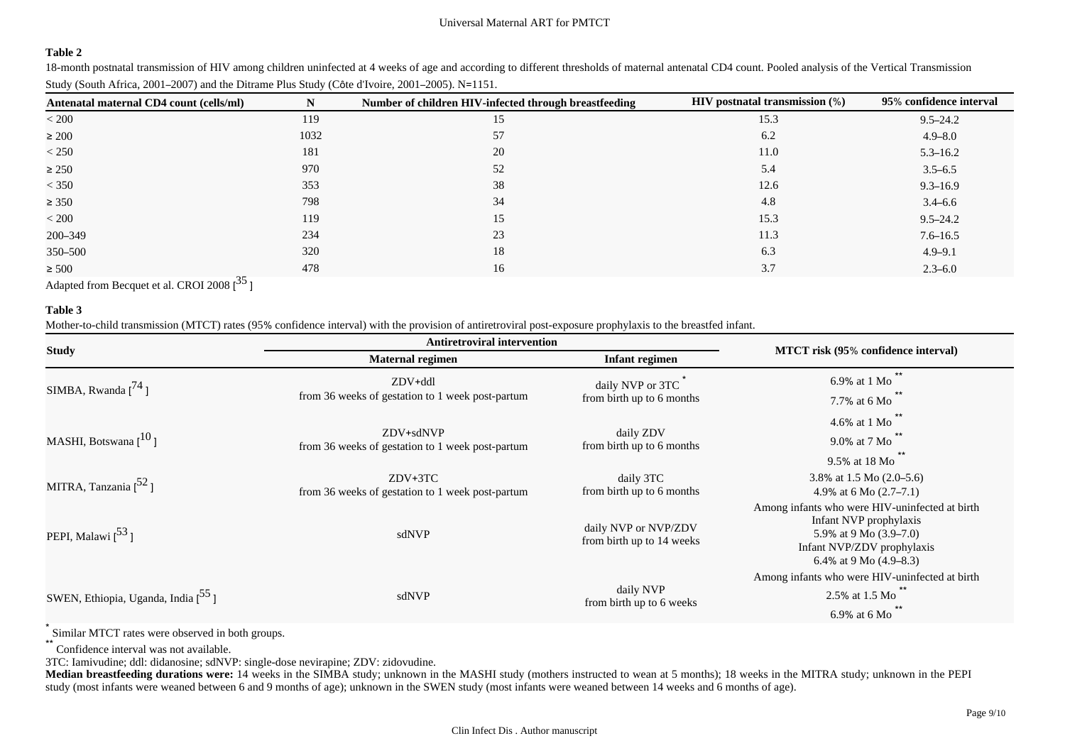**Table 2**

18-month postnatal transmission of HIV among children uninfected at 4 weeks of age and according to different thresholds of maternal antenatal CD4 count. Pooled analysis of the Vertical Transmission Study (South Africa, 2001–2007) and the Ditrame Plus Study (Côte d'Ivoire, 2001–2005). N=1151.

| Antenatal maternal CD4 count (cells/ml) | N | Number of children HIV-infected through breastfeeding | HIV postnatal transmission (%) | 95% confidence interval |
|---|---|---|---|---|
| < 200 | 119 | 15 | 15.3 | 9.5–24.2 |
| ≥ 200 | 1032 | 57 | 6.2 | 4.9–8.0 |
| < 250 | 181 | 20 | 11.0 | 5.3–16.2 |
| ≥ 250 | 970 | 52 | 5.4 | 3.5–6.5 |
| < 350 | 353 | 38 | 12.6 | 9.3–16.9 |
| ≥ 350 | 798 | 34 | 4.8 | 3.4–6.6 |
| < 200 | 119 | 15 | 15.3 | 9.5–24.2 |
| 200–349 | 234 | 23 | 11.3 | 7.6–16.5 |
| 350–500 | 320 | 18 | 6.3 | 4.9–9.1 |
| ≥ 500 | 478 | 16 | 3.7 | 2.3–6.0 |

Adapted from Becquet et al. CROI 2008 [35]

**Table 3**

Mother-to-child transmission (MTCT) rates (95% confidence interval) with the provision of antiretroviral post-exposure prophylaxis to the breastfed infant.

| Study | Antiretroviral intervention | | MTCT risk (95% confidence interval) |
|---|---|---|---|
| | Maternal regimen | Infant regimen | |
| SIMBA, Rwanda [74] | ZDV+ddl from 36 weeks of gestation to 1 week post-partum | daily NVP or 3TC * from birth up to 6 months | 6.9% at 1 Mo ** <br> 7.7% at 6 Mo ** |
| MASHI, Botswana [10] | ZDV+sdNVP from 36 weeks of gestation to 1 week post-partum | daily ZDV from birth up to 6 months | 4.6% at 1 Mo ** <br> 9.0% at 7 Mo ** <br> 9.5% at 18 Mo ** |
| MITRA, Tanzania [52] | ZDV+3TC from 36 weeks of gestation to 1 week post-partum | daily 3TC from birth up to 6 months | 3.8% at 1.5 Mo (2.0–5.6) <br> 4.9% at 6 Mo (2.7–7.1) |
| PEPI, Malawi [53] | sdNVP | daily NVP or NVP/ZDV from birth up to 14 weeks | Among infants who were HIV-uninfected at birth <br> Infant NVP prophylaxis <br> 5.9% at 9 Mo (3.9–7.0) <br> Infant NVP/ZDV prophylaxis <br> 6.4% at 9 Mo (4.9–8.3) |
| SWEN, Ethiopia, Uganda, India [55] | sdNVP | daily NVP from birth up to 6 weeks | Among infants who were HIV-uninfected at birth <br> 2.5% at 1.5 Mo ** <br> 6.9% at 6 Mo ** |

\* Similar MTCT rates were observed in both groups.

\*\* Confidence interval was not available.

3TC: lamivudine; ddl: didanosine; sdNVP: single-dose nevirapine; ZDV: zidovudine.

**Median breastfeeding durations were:** 14 weeks in the SIMBA study; unknown in the MASHI study (mothers instructed to wean at 5 months); 18 weeks in the MITRA study; unknown in the PEPI study (most infants were weaned between 6 and 9 months of age); unknown in the SWEN study (most infants were weaned between 14 weeks and 6 months of age).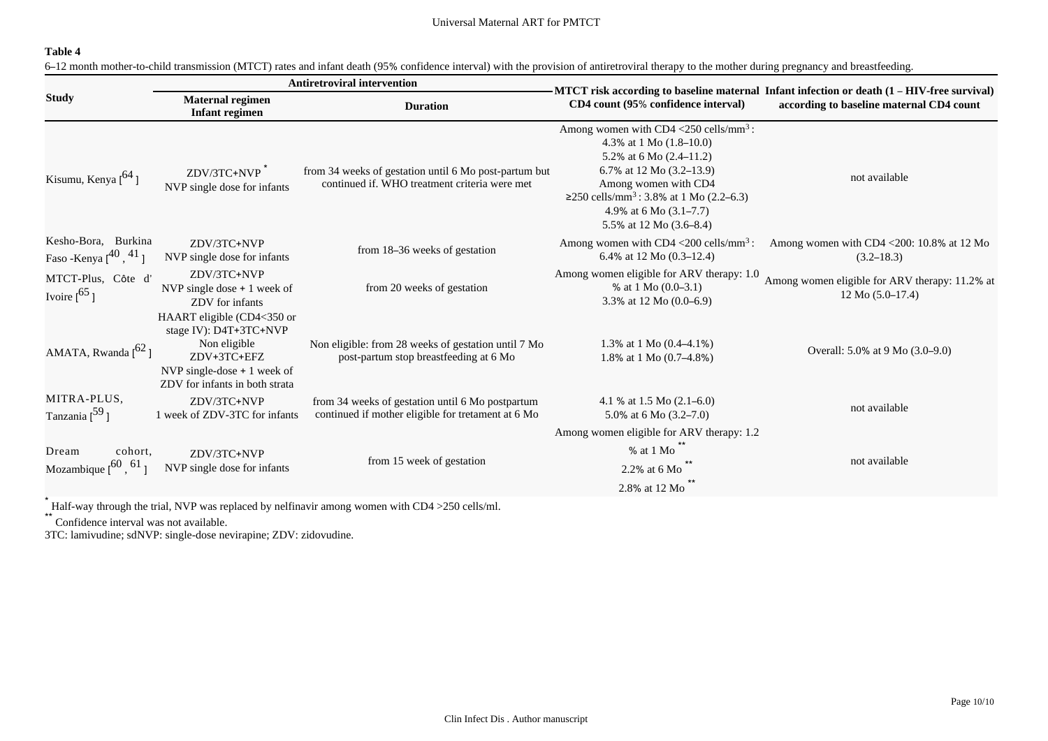**Table 4**

6–12 month mother-to-child transmission (MTCT) rates and infant death (95% confidence interval) with the provision of antiretroviral therapy to the mother during pregnancy and breastfeeding.

| Study | Antiretroviral intervention | | MTCT risk according to baseline maternal CD4 count (95% confidence interval) | Infant infection or death (1 – HIV-free survival) according to baseline maternal CD4 count |
|---|---|---|---|---|
| | Maternal regimen Infant regimen | Duration | | |
| Kisumu, Kenya [64] | ZDV/3TC+NVP * NVP single dose for infants | from 34 weeks of gestation until 6 Mo post-partum but continued if. WHO treatment criteria were met | Among women with CD4 <250 cells/mm$^3$: 4.3% at 1 Mo (1.8–10.0) 5.2% at 6 Mo (2.4–11.2) 6.7% at 12 Mo (3.2–13.9) Among women with CD4 ≥250 cells/mm$^3$: 3.8% at 1 Mo (2.2–6.3) 4.9% at 6 Mo (3.1–7.7) 5.5% at 12 Mo (3.6–8.4) | not available |
| Kesho-Bora, Burkina Faso -Kenya [40, 41] | ZDV/3TC+NVP NVP single dose for infants | from 18–36 weeks of gestation | Among women with CD4 <200 cells/mm$^3$: 6.4% at 12 Mo (0.3–12.4) | Among women with CD4 <200: 10.8% at 12 Mo (3.2–18.3) |
| MTCT-Plus, Côte d' Ivoire [65] | ZDV/3TC+NVP NVP single dose + 1 week of ZDV for infants | from 20 weeks of gestation | Among women eligible for ARV therapy: 1.0 % at 1 Mo (0.0–3.1) 3.3% at 12 Mo (0.0–6.9) | Among women eligible for ARV therapy: 11.2% at 12 Mo (5.0–17.4) |
| AMATA, Rwanda [62] | HAART eligible (CD4<350 or stage IV): D4T+3TC+NVP Non eligible ZDV+3TC+EFZ NVP single-dose + 1 week of ZDV for infants in both strata | Non eligible: from 28 weeks of gestation until 7 Mo post-partum stop breastfeeding at 6 Mo | 1.3% at 1 Mo (0.4–4.1%) 1.8% at 1 Mo (0.7–4.8%) | Overall: 5.0% at 9 Mo (3.0–9.0) |
| MITRA-PLUS, Tanzania [59] | ZDV/3TC+NVP 1 week of ZDV-3TC for infants | from 34 weeks of gestation until 6 Mo postpartum continued if mother eligible for tretament at 6 Mo | 4.1 % at 1.5 Mo (2.1–6.0) 5.0% at 6 Mo (3.2–7.0) | not available |
| Dream cohort, Mozambique [60, 61] | ZDV/3TC+NVP NVP single dose for infants | from 15 week of gestation | Among women eligible for ARV therapy: 1.2 % at 1 Mo ** 2.2% at 6 Mo ** 2.8% at 12 Mo ** | not available |

* Half-way through the trial, NVP was replaced by nelfinavir among women with CD4 >250 cells/ml.

** Confidence interval was not available.

3TC: lamivudine; sdNVP: single-dose nevirapine; ZDV: zidovudine.